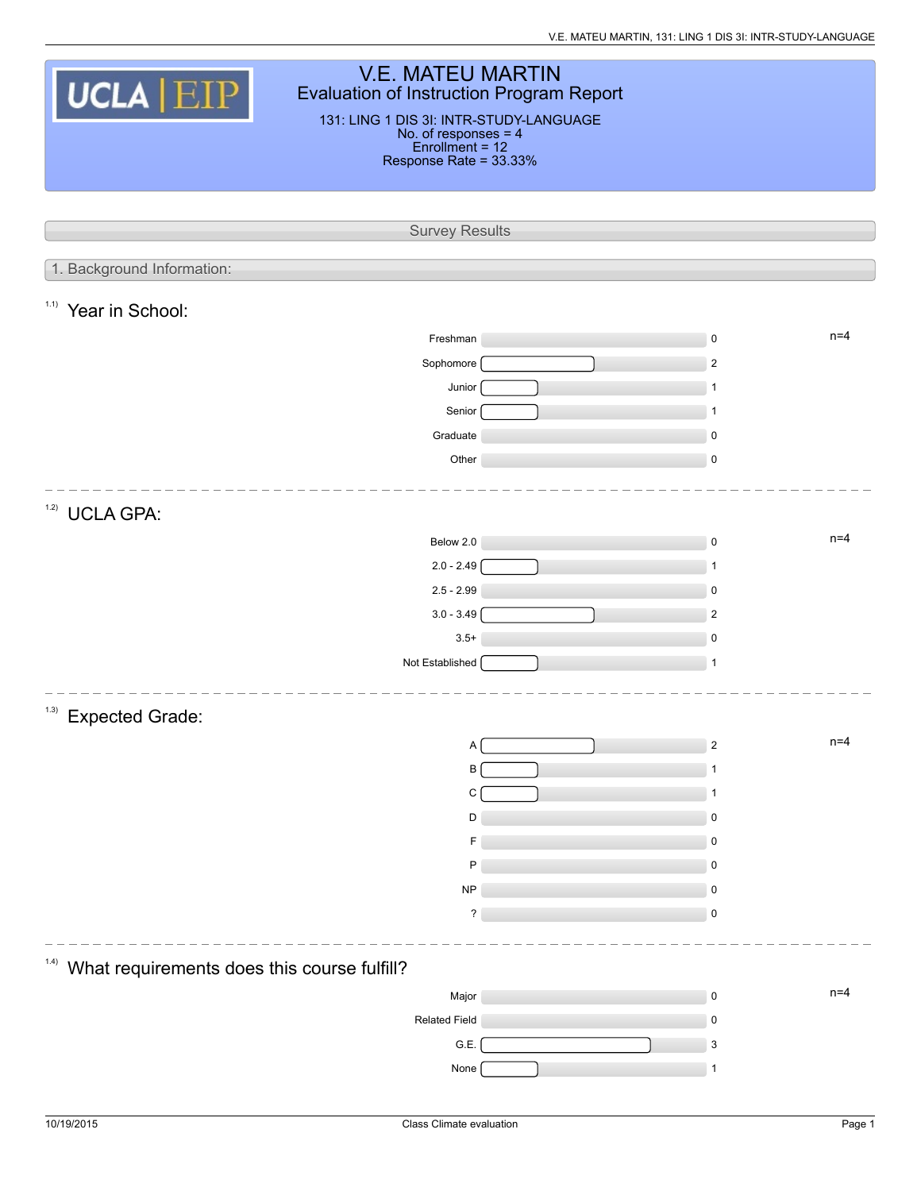# V.E. MATEU MARTIN

## Evaluation of Instruction Program Report

131: LING 1 DIS 3I: INTR-STUDY-LANGUAGE
No. of responses = 4
Enrollment = 12
Response Rate = 33.33%

## Survey Results

### 1. Background Information:

#### 1.1) Year in School:

n=4

| Response | Count |
| --- | --- |
| Freshman | 0 |
| Sophomore | 2 |
| Junior | 1 |
| Senior | 1 |
| Graduate | 0 |
| Other | 0 |

#### 1.2) UCLA GPA:

n=4

| Response | Count |
| --- | --- |
| Below 2.0 | 0 |
| 2.0 - 2.49 | 1 |
| 2.5 - 2.99 | 0 |
| 3.0 - 3.49 | 2 |
| 3.5+ | 0 |
| Not Established | 1 |

#### 1.3) Expected Grade:

n=4

| Response | Count |
| --- | --- |
| A | 2 |
| B | 1 |
| C | 1 |
| D | 0 |
| F | 0 |
| P | 0 |
| NP | 0 |
| ? | 0 |

#### 1.4) What requirements does this course fulfill?

n=4

| Response | Count |
| --- | --- |
| Major | 0 |
| Related Field | 0 |
| G.E. | 3 |
| None | 1 |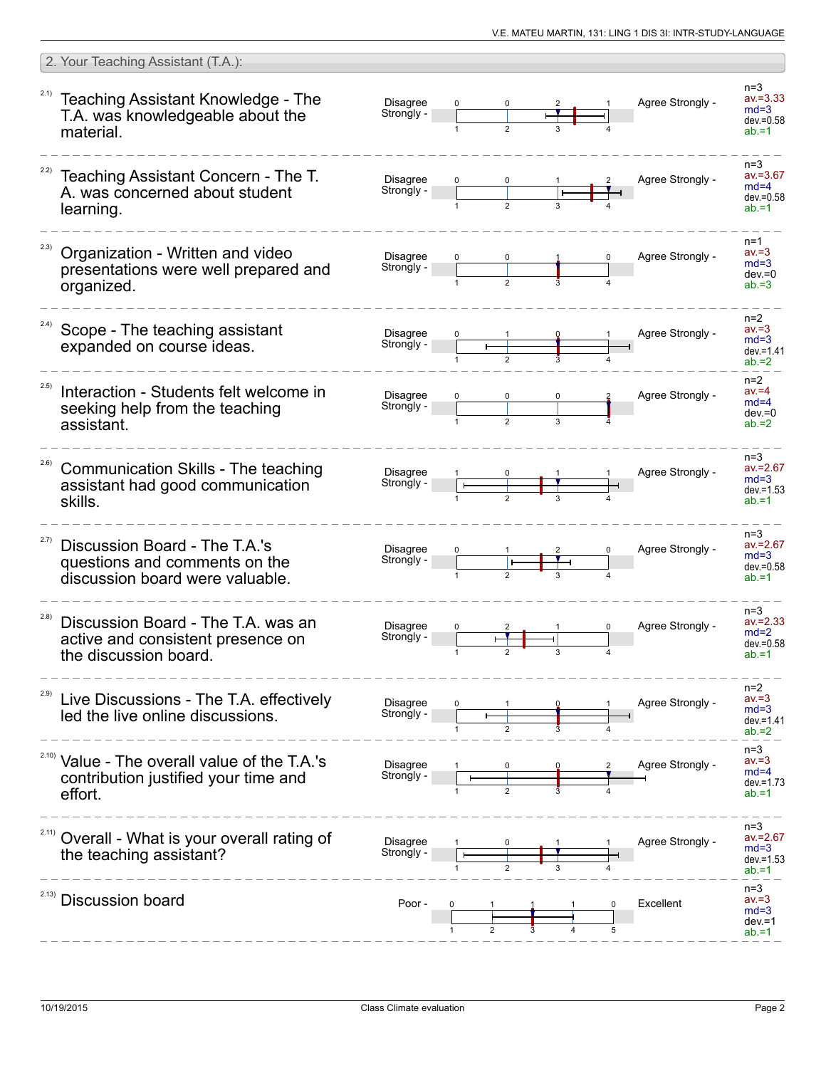## 2. Your Teaching Assistant (T.A.):

| Item | Question | Left pole | Response counts (1 / 2 / 3 / 4 / 5) | Right pole | Statistics |
|---|---|---|---|---|---|
| 2.1) | Teaching Assistant Knowledge - The T.A. was knowledgeable about the material. | Disagree Strongly | 0 / 0 / 2 / 1 | Agree Strongly | n=3, av.=3.33, md=3, dev.=0.58, ab.=1 |
| 2.2) | Teaching Assistant Concern - The T. A. was concerned about student learning. | Disagree Strongly | 0 / 0 / 1 / 2 | Agree Strongly | n=3, av.=3.67, md=4, dev.=0.58, ab.=1 |
| 2.3) | Organization - Written and video presentations were well prepared and organized. | Disagree Strongly | 0 / 0 / 1 / 0 | Agree Strongly | n=1, av.=3, md=3, dev.=0, ab.=3 |
| 2.4) | Scope - The teaching assistant expanded on course ideas. | Disagree Strongly | 0 / 1 / 0 / 1 | Agree Strongly | n=2, av.=3, md=3, dev.=1.41, ab.=2 |
| 2.5) | Interaction - Students felt welcome in seeking help from the teaching assistant. | Disagree Strongly | 0 / 0 / 0 / 2 | Agree Strongly | n=2, av.=4, md=4, dev.=0, ab.=2 |
| 2.6) | Communication Skills - The teaching assistant had good communication skills. | Disagree Strongly | 1 / 0 / 1 / 1 | Agree Strongly | n=3, av.=2.67, md=3, dev.=1.53, ab.=1 |
| 2.7) | Discussion Board - The T.A.'s questions and comments on the discussion board were valuable. | Disagree Strongly | 0 / 1 / 2 / 0 | Agree Strongly | n=3, av.=2.67, md=3, dev.=0.58, ab.=1 |
| 2.8) | Discussion Board - The T.A. was an active and consistent presence on the discussion board. | Disagree Strongly | 0 / 2 / 1 / 0 | Agree Strongly | n=3, av.=2.33, md=2, dev.=0.58, ab.=1 |
| 2.9) | Live Discussions - The T.A. effectively led the live online discussions. | Disagree Strongly | 0 / 1 / 0 / 1 | Agree Strongly | n=2, av.=3, md=3, dev.=1.41, ab.=2 |
| 2.10) | Value - The overall value of the T.A.'s contribution justified your time and effort. | Disagree Strongly | 1 / 0 / 0 / 2 | Agree Strongly | n=3, av.=3, md=4, dev.=1.73, ab.=1 |
| 2.11) | Overall - What is your overall rating of the teaching assistant? | Disagree Strongly | 1 / 0 / 1 / 1 | Agree Strongly | n=3, av.=2.67, md=3, dev.=1.53, ab.=1 |
| 2.13) | Discussion board | Poor | 0 / 1 / 1 / 1 / 0 | Excellent | n=3, av.=3, md=3, dev.=1, ab.=1 |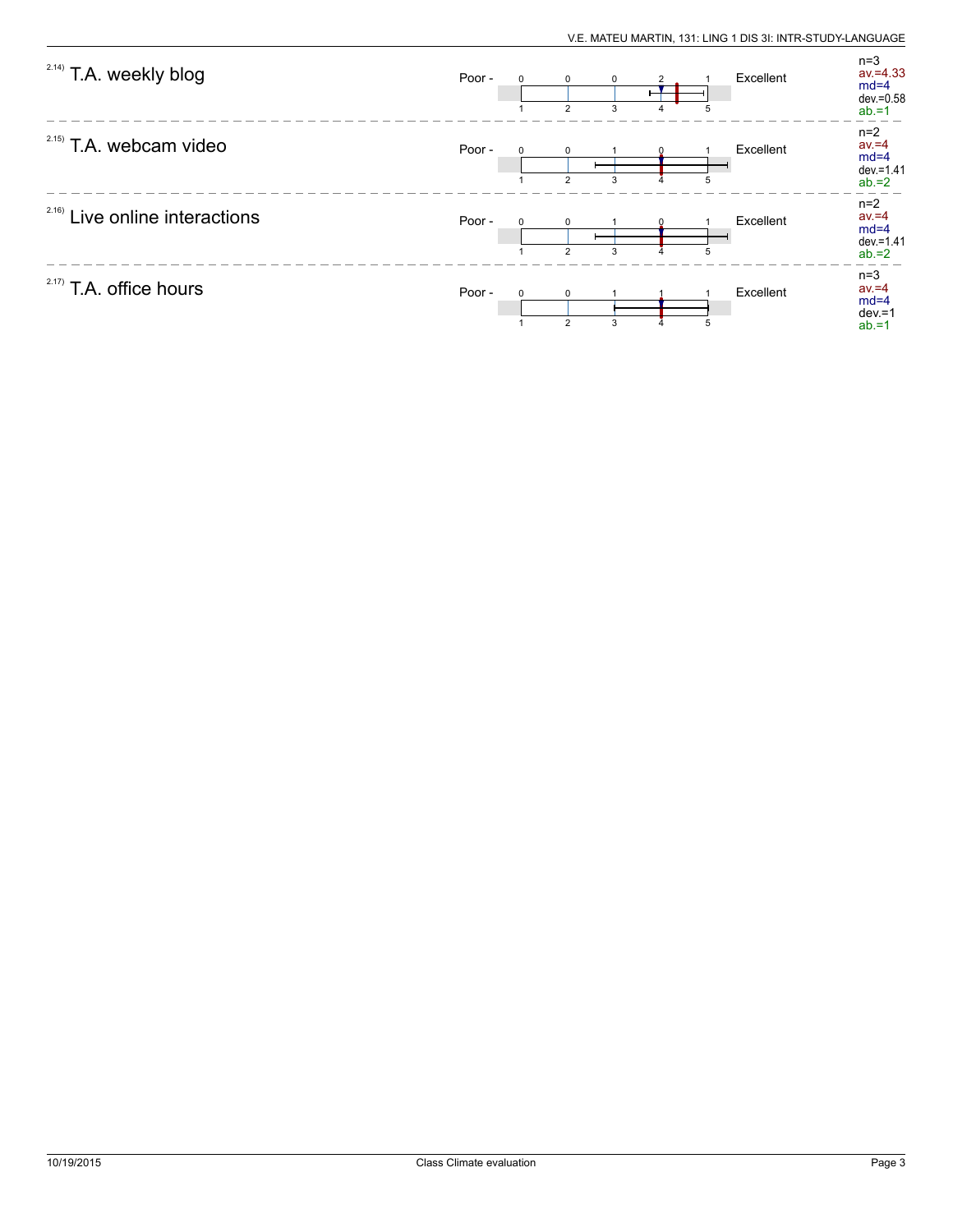**2.14) T.A. weekly blog**

| Poor - | 1 | 2 | 3 | 4 | 5 | Excellent |
|---|---|---|---|---|---|---|
| | 0 | 0 | 0 | 2 | 1 | |

n=3
av.=4.33
md=4
dev.=0.58
ab.=1

**2.15) T.A. webcam video**

| Poor - | 1 | 2 | 3 | 4 | 5 | Excellent |
|---|---|---|---|---|---|---|
| | 0 | 0 | 1 | 0 | 1 | |

n=2
av.=4
md=4
dev.=1.41
ab.=2

**2.16) Live online interactions**

| Poor - | 1 | 2 | 3 | 4 | 5 | Excellent |
|---|---|---|---|---|---|---|
| | 0 | 0 | 1 | 0 | 1 | |

n=2
av.=4
md=4
dev.=1.41
ab.=2

**2.17) T.A. office hours**

| Poor - | 1 | 2 | 3 | 4 | 5 | Excellent |
|---|---|---|---|---|---|---|
| | 0 | 0 | 1 | 1 | 1 | |

n=3
av.=4
md=4
dev.=1
ab.=1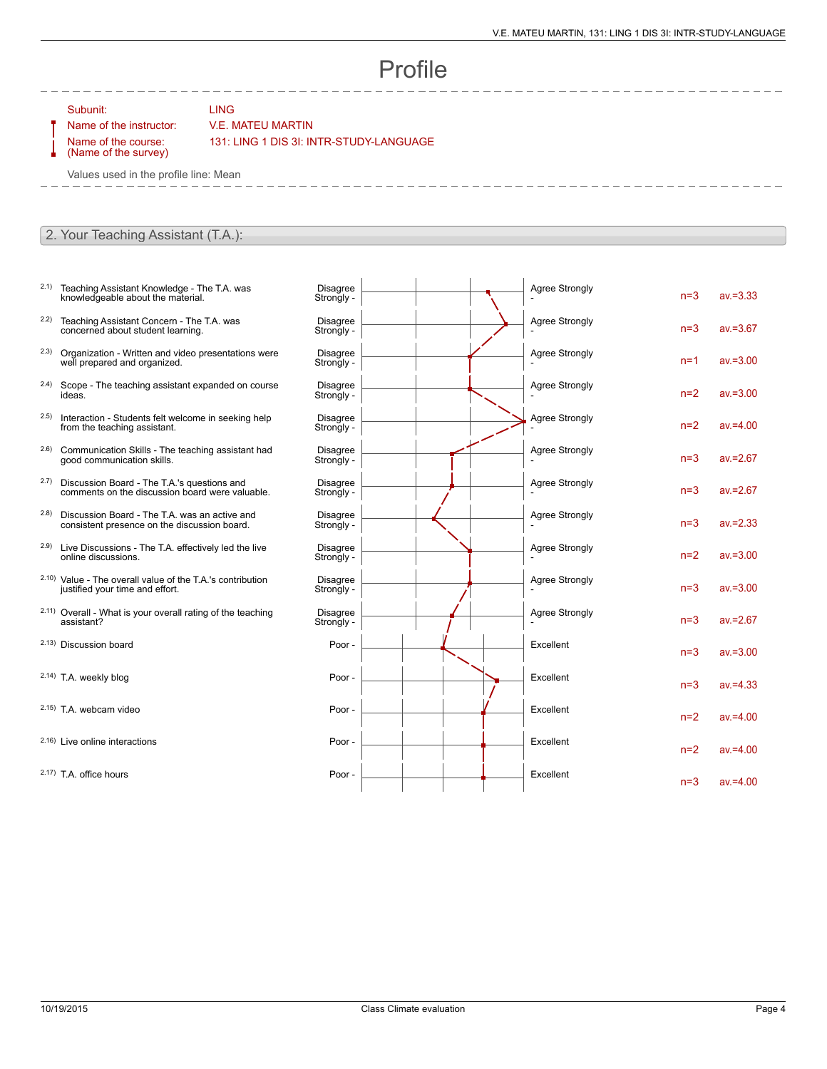# Profile

| | |
|---|---|
| Subunit: | LING |
| Name of the instructor: | V.E. MATEU MARTIN |
| Name of the course: (Name of the survey) | 131: LING 1 DIS 3I: INTR-STUDY-LANGUAGE |

Values used in the profile line: Mean

## 2. Your Teaching Assistant (T.A.):

| # | Question | Left pole | Right pole | n | av. |
|---|---|---|---|---|---|
| 2.1) | Teaching Assistant Knowledge - The T.A. was knowledgeable about the material. | Disagree Strongly | Agree Strongly | n=3 | av.=3.33 |
| 2.2) | Teaching Assistant Concern - The T.A. was concerned about student learning. | Disagree Strongly | Agree Strongly | n=3 | av.=3.67 |
| 2.3) | Organization - Written and video presentations were well prepared and organized. | Disagree Strongly | Agree Strongly | n=1 | av.=3.00 |
| 2.4) | Scope - The teaching assistant expanded on course ideas. | Disagree Strongly | Agree Strongly | n=2 | av.=3.00 |
| 2.5) | Interaction - Students felt welcome in seeking help from the teaching assistant. | Disagree Strongly | Agree Strongly | n=2 | av.=4.00 |
| 2.6) | Communication Skills - The teaching assistant had good communication skills. | Disagree Strongly | Agree Strongly | n=3 | av.=2.67 |
| 2.7) | Discussion Board - The T.A.'s questions and comments on the discussion board were valuable. | Disagree Strongly | Agree Strongly | n=3 | av.=2.67 |
| 2.8) | Discussion Board - The T.A. was an active and consistent presence on the discussion board. | Disagree Strongly | Agree Strongly | n=3 | av.=2.33 |
| 2.9) | Live Discussions - The T.A. effectively led the live online discussions. | Disagree Strongly | Agree Strongly | n=2 | av.=3.00 |
| 2.10) | Value - The overall value of the T.A.'s contribution justified your time and effort. | Disagree Strongly | Agree Strongly | n=3 | av.=3.00 |
| 2.11) | Overall - What is your overall rating of the teaching assistant? | Disagree Strongly | Agree Strongly | n=3 | av.=2.67 |
| 2.13) | Discussion board | Poor | Excellent | n=3 | av.=3.00 |
| 2.14) | T.A. weekly blog | Poor | Excellent | n=3 | av.=4.33 |
| 2.15) | T.A. webcam video | Poor | Excellent | n=2 | av.=4.00 |
| 2.16) | Live online interactions | Poor | Excellent | n=2 | av.=4.00 |
| 2.17) | T.A. office hours | Poor | Excellent | n=3 | av.=4.00 |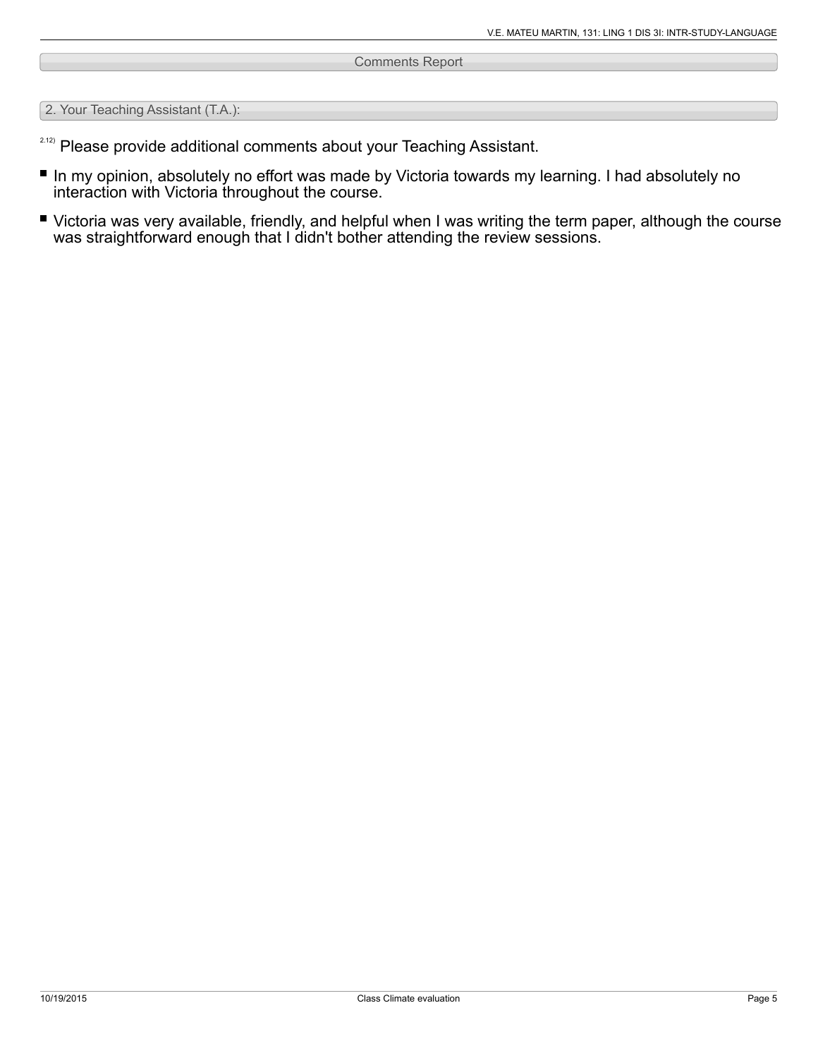## Comments Report

### 2. Your Teaching Assistant (T.A.):

2.12) Please provide additional comments about your Teaching Assistant.

- In my opinion, absolutely no effort was made by Victoria towards my learning. I had absolutely no interaction with Victoria throughout the course.
- Victoria was very available, friendly, and helpful when I was writing the term paper, although the course was straightforward enough that I didn't bother attending the review sessions.